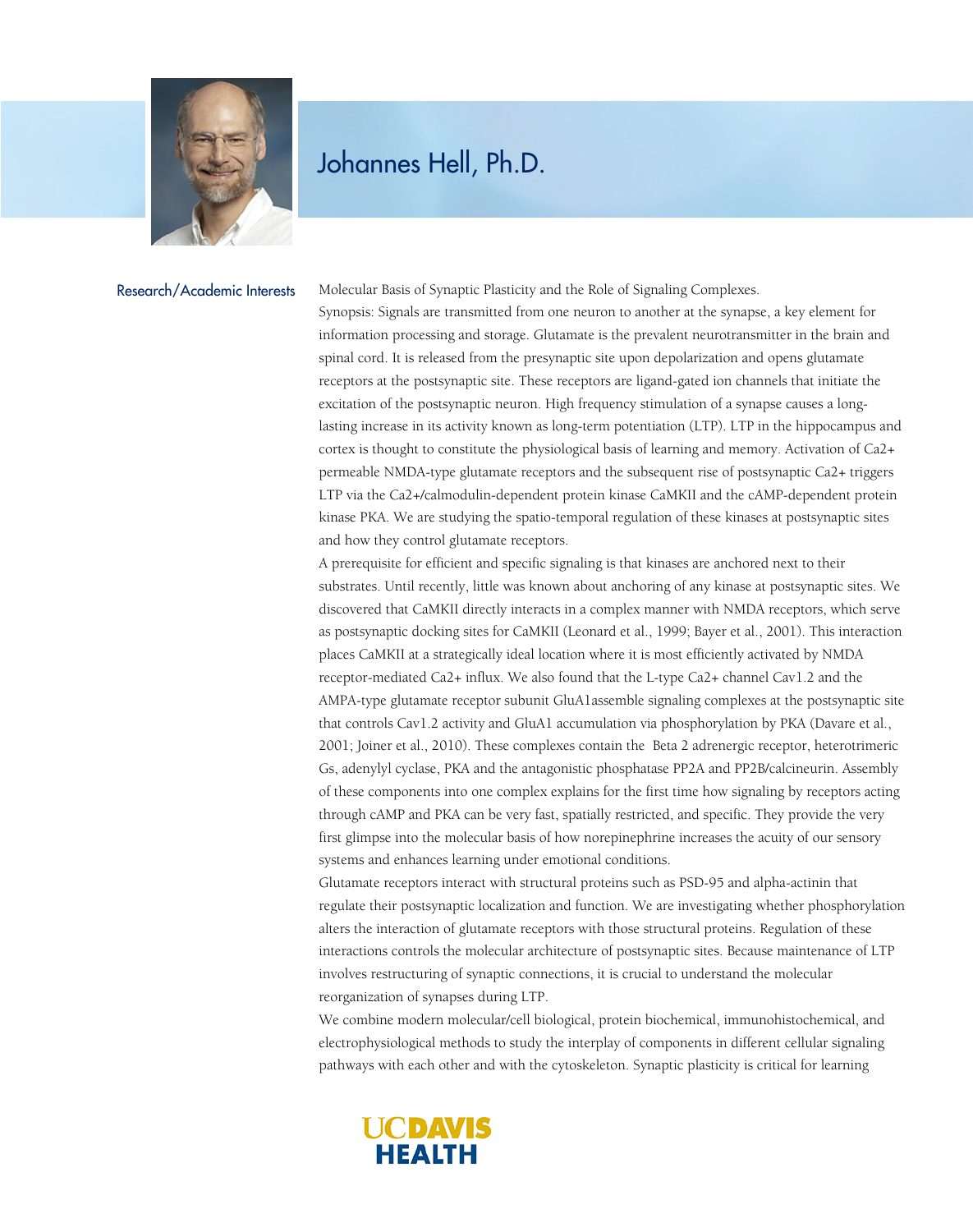# Johannes Hell, Ph.D.

## Research/Academic Interests

Molecular Basis of Synaptic Plasticity and the Role of Signaling Complexes.

Synopsis: Signals are transmitted from one neuron to another at the synapse, a key element for information processing and storage. Glutamate is the prevalent neurotransmitter in the brain and spinal cord. It is released from the presynaptic site upon depolarization and opens glutamate receptors at the postsynaptic site. These receptors are ligand-gated ion channels that initiate the excitation of the postsynaptic neuron. High frequency stimulation of a synapse causes a long-lasting increase in its activity known as long-term potentiation (LTP). LTP in the hippocampus and cortex is thought to constitute the physiological basis of learning and memory. Activation of Ca2+ permeable NMDA-type glutamate receptors and the subsequent rise of postsynaptic Ca2+ triggers LTP via the Ca2+/calmodulin-dependent protein kinase CaMKII and the cAMP-dependent protein kinase PKA. We are studying the spatio-temporal regulation of these kinases at postsynaptic sites and how they control glutamate receptors.

A prerequisite for efficient and specific signaling is that kinases are anchored next to their substrates. Until recently, little was known about anchoring of any kinase at postsynaptic sites. We discovered that CaMKII directly interacts in a complex manner with NMDA receptors, which serve as postsynaptic docking sites for CaMKII (Leonard et al., 1999; Bayer et al., 2001). This interaction places CaMKII at a strategically ideal location where it is most efficiently activated by NMDA receptor-mediated Ca2+ influx. We also found that the L-type Ca2+ channel Cav1.2 and the AMPA-type glutamate receptor subunit GluA1assemble signaling complexes at the postsynaptic site that controls Cav1.2 activity and GluA1 accumulation via phosphorylation by PKA (Davare et al., 2001; Joiner et al., 2010). These complexes contain the Beta 2 adrenergic receptor, heterotrimeric Gs, adenylyl cyclase, PKA and the antagonistic phosphatase PP2A and PP2B/calcineurin. Assembly of these components into one complex explains for the first time how signaling by receptors acting through cAMP and PKA can be very fast, spatially restricted, and specific. They provide the very first glimpse into the molecular basis of how norepinephrine increases the acuity of our sensory systems and enhances learning under emotional conditions.

Glutamate receptors interact with structural proteins such as PSD-95 and alpha-actinin that regulate their postsynaptic localization and function. We are investigating whether phosphorylation alters the interaction of glutamate receptors with those structural proteins. Regulation of these interactions controls the molecular architecture of postsynaptic sites. Because maintenance of LTP involves restructuring of synaptic connections, it is crucial to understand the molecular reorganization of synapses during LTP.

We combine modern molecular/cell biological, protein biochemical, immunohistochemical, and electrophysiological methods to study the interplay of components in different cellular signaling pathways with each other and with the cytoskeleton. Synaptic plasticity is critical for learning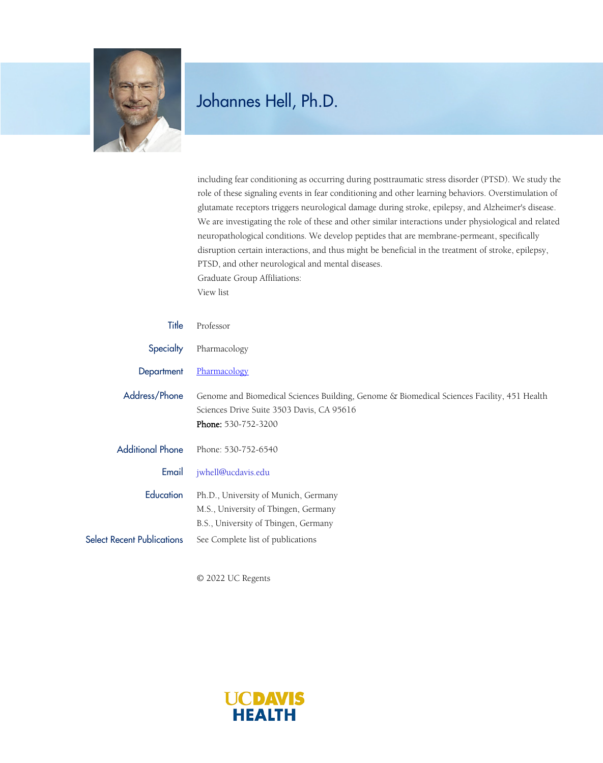# Johannes Hell, Ph.D.

including fear conditioning as occurring during posttraumatic stress disorder (PTSD). We study the role of these signaling events in fear conditioning and other learning behaviors. Overstimulation of glutamate receptors triggers neurological damage during stroke, epilepsy, and Alzheimer's disease. We are investigating the role of these and other similar interactions under physiological and related neuropathological conditions. We develop peptides that are membrane-permeant, specifically disruption certain interactions, and thus might be beneficial in the treatment of stroke, epilepsy, PTSD, and other neurological and mental diseases.

Graduate Group Affiliations:

View list

| | |
|---|---|
| Title | Professor |
| Specialty | Pharmacology |
| Department | Pharmacology |
| Address/Phone | Genome and Biomedical Sciences Building, Genome & Biomedical Sciences Facility, 451 Health Sciences Drive Suite 3503 Davis, CA 95616<br>**Phone:** 530-752-3200 |
| Additional Phone | Phone: 530-752-6540 |
| Email | jwhell@ucdavis.edu |
| Education | Ph.D., University of Munich, Germany<br>M.S., University of Tbingen, Germany<br>B.S., University of Tbingen, Germany |
| Select Recent Publications | See Complete list of publications |

© 2022 UC Regents

UCDAVIS HEALTH